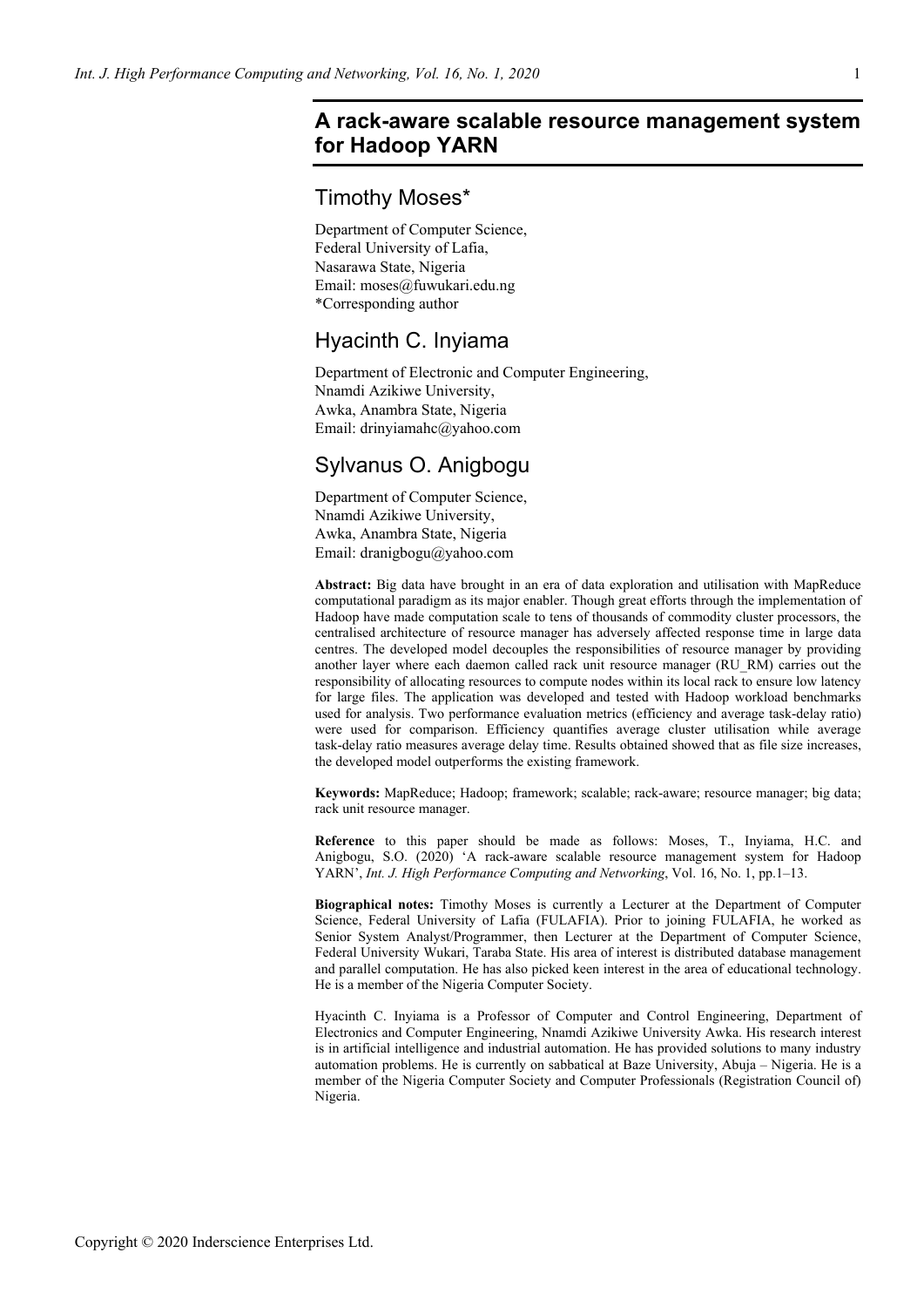# A rack-aware scalable resource management system for Hadoop YARN

## Timothy Moses*

Department of Computer Science,
Federal University of Lafia,
Nasarawa State, Nigeria
Email: moses@fuwukari.edu.ng
*Corresponding author

## Hyacinth C. Inyiama

Department of Electronic and Computer Engineering,
Nnamdi Azikiwe University,
Awka, Anambra State, Nigeria
Email: drinyiamahc@yahoo.com

## Sylvanus O. Anigbogu

Department of Computer Science,
Nnamdi Azikiwe University,
Awka, Anambra State, Nigeria
Email: dranigbogu@yahoo.com

**Abstract:** Big data have brought in an era of data exploration and utilisation with MapReduce computational paradigm as its major enabler. Though great efforts through the implementation of Hadoop have made computation scale to tens of thousands of commodity cluster processors, the centralised architecture of resource manager has adversely affected response time in large data centres. The developed model decouples the responsibilities of resource manager by providing another layer where each daemon called rack unit resource manager (RU_RM) carries out the responsibility of allocating resources to compute nodes within its local rack to ensure low latency for large files. The application was developed and tested with Hadoop workload benchmarks used for analysis. Two performance evaluation metrics (efficiency and average task-delay ratio) were used for comparison. Efficiency quantifies average cluster utilisation while average task-delay ratio measures average delay time. Results obtained showed that as file size increases, the developed model outperforms the existing framework.

**Keywords:** MapReduce; Hadoop; framework; scalable; rack-aware; resource manager; big data; rack unit resource manager.

**Reference** to this paper should be made as follows: Moses, T., Inyiama, H.C. and Anigbogu, S.O. (2020) 'A rack-aware scalable resource management system for Hadoop YARN', *Int. J. High Performance Computing and Networking*, Vol. 16, No. 1, pp.1–13.

**Biographical notes:** Timothy Moses is currently a Lecturer at the Department of Computer Science, Federal University of Lafia (FULAFIA). Prior to joining FULAFIA, he worked as Senior System Analyst/Programmer, then Lecturer at the Department of Computer Science, Federal University Wukari, Taraba State. His area of interest is distributed database management and parallel computation. He has also picked keen interest in the area of educational technology. He is a member of the Nigeria Computer Society.

Hyacinth C. Inyiama is a Professor of Computer and Control Engineering, Department of Electronics and Computer Engineering, Nnamdi Azikiwe University Awka. His research interest is in artificial intelligence and industrial automation. He has provided solutions to many industry automation problems. He is currently on sabbatical at Baze University, Abuja – Nigeria. He is a member of the Nigeria Computer Society and Computer Professionals (Registration Council of) Nigeria.

Copyright © 2020 Inderscience Enterprises Ltd.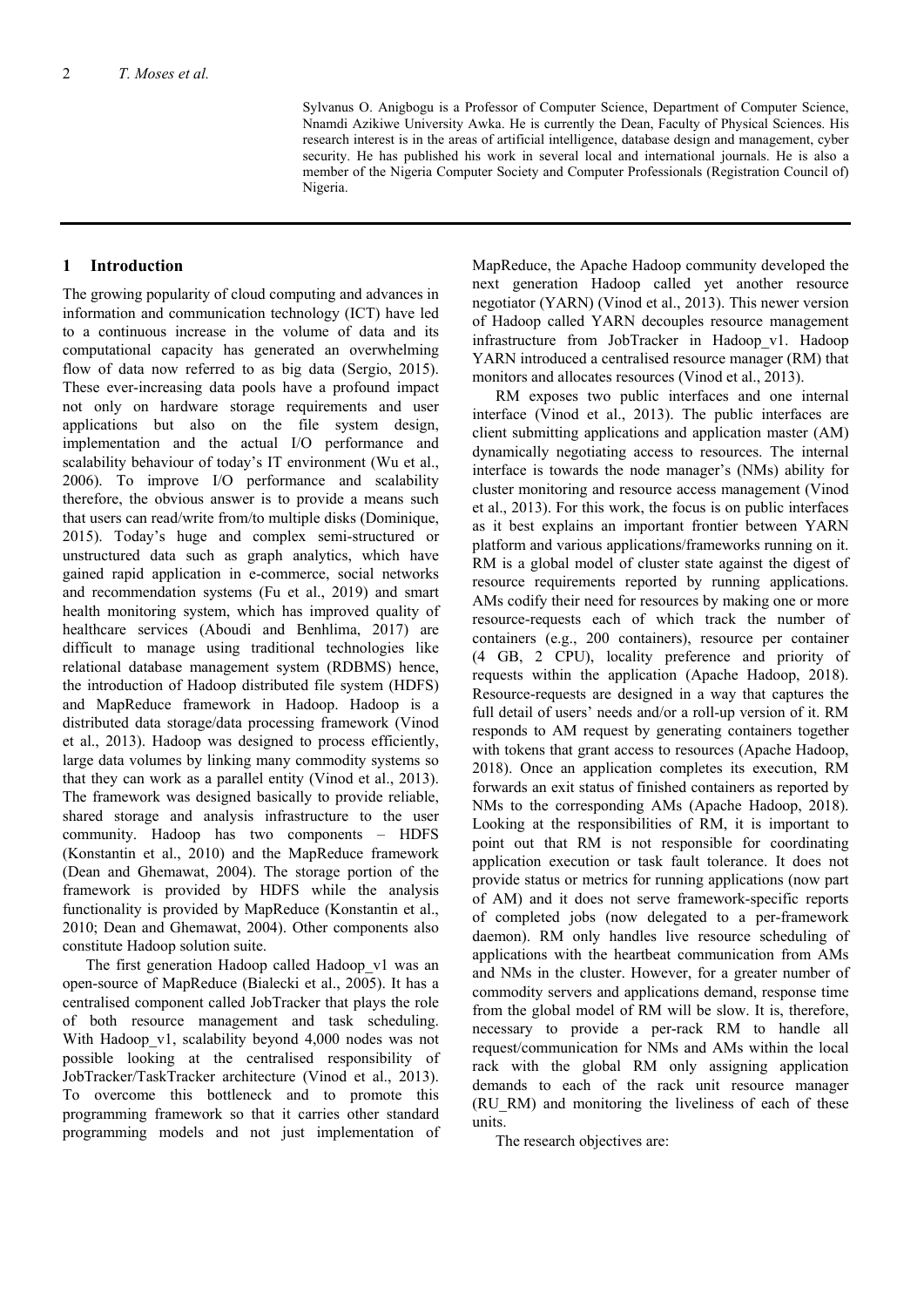Sylvanus O. Anigbogu is a Professor of Computer Science, Department of Computer Science, Nnamdi Azikiwe University Awka. He is currently the Dean, Faculty of Physical Sciences. His research interest is in the areas of artificial intelligence, database design and management, cyber security. He has published his work in several local and international journals. He is also a member of the Nigeria Computer Society and Computer Professionals (Registration Council of) Nigeria.

## 1 Introduction

The growing popularity of cloud computing and advances in information and communication technology (ICT) have led to a continuous increase in the volume of data and its computational capacity has generated an overwhelming flow of data now referred to as big data (Sergio, 2015). These ever-increasing data pools have a profound impact not only on hardware storage requirements and user applications but also on the file system design, implementation and the actual I/O performance and scalability behaviour of today's IT environment (Wu et al., 2006). To improve I/O performance and scalability therefore, the obvious answer is to provide a means such that users can read/write from/to multiple disks (Dominique, 2015). Today's huge and complex semi-structured or unstructured data such as graph analytics, which have gained rapid application in e-commerce, social networks and recommendation systems (Fu et al., 2019) and smart health monitoring system, which has improved quality of healthcare services (Aboudi and Benhlima, 2017) are difficult to manage using traditional technologies like relational database management system (RDBMS) hence, the introduction of Hadoop distributed file system (HDFS) and MapReduce framework in Hadoop. Hadoop is a distributed data storage/data processing framework (Vinod et al., 2013). Hadoop was designed to process efficiently, large data volumes by linking many commodity systems so that they can work as a parallel entity (Vinod et al., 2013). The framework was designed basically to provide reliable, shared storage and analysis infrastructure to the user community. Hadoop has two components – HDFS (Konstantin et al., 2010) and the MapReduce framework (Dean and Ghemawat, 2004). The storage portion of the framework is provided by HDFS while the analysis functionality is provided by MapReduce (Konstantin et al., 2010; Dean and Ghemawat, 2004). Other components also constitute Hadoop solution suite.

The first generation Hadoop called Hadoop_v1 was an open-source of MapReduce (Bialecki et al., 2005). It has a centralised component called JobTracker that plays the role of both resource management and task scheduling. With Hadoop_v1, scalability beyond 4,000 nodes was not possible looking at the centralised responsibility of JobTracker/TaskTracker architecture (Vinod et al., 2013). To overcome this bottleneck and to promote this programming framework so that it carries other standard programming models and not just implementation of MapReduce, the Apache Hadoop community developed the next generation Hadoop called yet another resource negotiator (YARN) (Vinod et al., 2013). This newer version of Hadoop called YARN decouples resource management infrastructure from JobTracker in Hadoop_v1. Hadoop YARN introduced a centralised resource manager (RM) that monitors and allocates resources (Vinod et al., 2013).

RM exposes two public interfaces and one internal interface (Vinod et al., 2013). The public interfaces are client submitting applications and application master (AM) dynamically negotiating access to resources. The internal interface is towards the node manager's (NMs) ability for cluster monitoring and resource access management (Vinod et al., 2013). For this work, the focus is on public interfaces as it best explains an important frontier between YARN platform and various applications/frameworks running on it. RM is a global model of cluster state against the digest of resource requirements reported by running applications. AMs codify their need for resources by making one or more resource-requests each of which track the number of containers (e.g., 200 containers), resource per container (4 GB, 2 CPU), locality preference and priority of requests within the application (Apache Hadoop, 2018). Resource-requests are designed in a way that captures the full detail of users' needs and/or a roll-up version of it. RM responds to AM request by generating containers together with tokens that grant access to resources (Apache Hadoop, 2018). Once an application completes its execution, RM forwards an exit status of finished containers as reported by NMs to the corresponding AMs (Apache Hadoop, 2018). Looking at the responsibilities of RM, it is important to point out that RM is not responsible for coordinating application execution or task fault tolerance. It does not provide status or metrics for running applications (now part of AM) and it does not serve framework-specific reports of completed jobs (now delegated to a per-framework daemon). RM only handles live resource scheduling of applications with the heartbeat communication from AMs and NMs in the cluster. However, for a greater number of commodity servers and applications demand, response time from the global model of RM will be slow. It is, therefore, necessary to provide a per-rack RM to handle all request/communication for NMs and AMs within the local rack with the global RM only assigning application demands to each of the rack unit resource manager (RU_RM) and monitoring the liveliness of each of these units.

The research objectives are: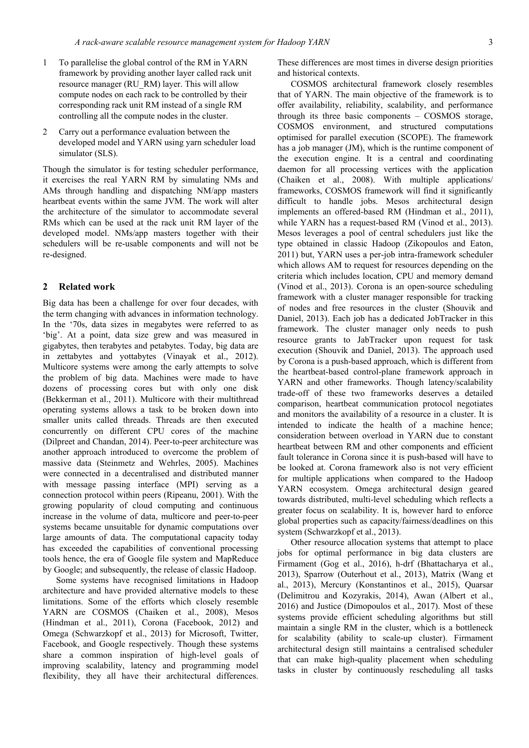1. To parallelise the global control of the RM in YARN framework by providing another layer called rack unit resource manager (RU_RM) layer. This will allow compute nodes on each rack to be controlled by their corresponding rack unit RM instead of a single RM controlling all the compute nodes in the cluster.
2. Carry out a performance evaluation between the developed model and YARN using yarn scheduler load simulator (SLS).

Though the simulator is for testing scheduler performance, it exercises the real YARN RM by simulating NMs and AMs through handling and dispatching NM/app masters heartbeat events within the same JVM. The work will alter the architecture of the simulator to accommodate several RMs which can be used at the rack unit RM layer of the developed model. NMs/app masters together with their schedulers will be re-usable components and will not be re-designed.

## 2 Related work

Big data has been a challenge for over four decades, with the term changing with advances in information technology. In the '70s, data sizes in megabytes were referred to as 'big'. At a point, data size grew and was measured in gigabytes, then terabytes and petabytes. Today, big data are in zettabytes and yottabytes (Vinayak et al., 2012). Multicore systems were among the early attempts to solve the problem of big data. Machines were made to have dozens of processing cores but with only one disk (Bekkerman et al., 2011). Multicore with their multithread operating systems allows a task to be broken down into smaller units called threads. Threads are then executed concurrently on different CPU cores of the machine (Dilpreet and Chandan, 2014). Peer-to-peer architecture was another approach introduced to overcome the problem of massive data (Steinmetz and Wehrles, 2005). Machines were connected in a decentralised and distributed manner with message passing interface (MPI) serving as a connection protocol within peers (Ripeanu, 2001). With the growing popularity of cloud computing and continuous increase in the volume of data, multicore and peer-to-peer systems became unsuitable for dynamic computations over large amounts of data. The computational capacity today has exceeded the capabilities of conventional processing tools hence, the era of Google file system and MapReduce by Google; and subsequently, the release of classic Hadoop.

Some systems have recognised limitations in Hadoop architecture and have provided alternative models to these limitations. Some of the efforts which closely resemble YARN are COSMOS (Chaiken et al., 2008), Mesos (Hindman et al., 2011), Corona (Facebook, 2012) and Omega (Schwarzkopf et al., 2013) for Microsoft, Twitter, Facebook, and Google respectively. Though these systems share a common inspiration of high-level goals of improving scalability, latency and programming model flexibility, they all have their architectural differences. These differences are most times in diverse design priorities and historical contexts.

COSMOS architectural framework closely resembles that of YARN. The main objective of the framework is to offer availability, reliability, scalability, and performance through its three basic components – COSMOS storage, COSMOS environment, and structured computations optimised for parallel execution (SCOPE). The framework has a job manager (JM), which is the runtime component of the execution engine. It is a central and coordinating daemon for all processing vertices with the application (Chaiken et al., 2008). With multiple applications/frameworks, COSMOS framework will find it significantly difficult to handle jobs. Mesos architectural design implements an offered-based RM (Hindman et al., 2011), while YARN has a request-based RM (Vinod et al., 2013). Mesos leverages a pool of central schedulers just like the type obtained in classic Hadoop (Zikopoulos and Eaton, 2011) but, YARN uses a per-job intra-framework scheduler which allows AM to request for resources depending on the criteria which includes location, CPU and memory demand (Vinod et al., 2013). Corona is an open-source scheduling framework with a cluster manager responsible for tracking of nodes and free resources in the cluster (Shouvik and Daniel, 2013). Each job has a dedicated JobTracker in this framework. The cluster manager only needs to push resource grants to JabTracker upon request for task execution (Shouvik and Daniel, 2013). The approach used by Corona is a push-based approach, which is different from the heartbeat-based control-plane framework approach in YARN and other frameworks. Though latency/scalability trade-off of these two frameworks deserves a detailed comparison, heartbeat communication protocol negotiates and monitors the availability of a resource in a cluster. It is intended to indicate the health of a machine hence; consideration between overload in YARN due to constant heartbeat between RM and other components and efficient fault tolerance in Corona since it is push-based will have to be looked at. Corona framework also is not very efficient for multiple applications when compared to the Hadoop YARN ecosystem. Omega architectural design geared towards distributed, multi-level scheduling which reflects a greater focus on scalability. It is, however hard to enforce global properties such as capacity/fairness/deadlines on this system (Schwarzkopf et al., 2013).

Other resource allocation systems that attempt to place jobs for optimal performance in big data clusters are Firmament (Gog et al., 2016), h-drf (Bhattacharya et al., 2013), Sparrow (Outerhout et al., 2013), Matrix (Wang et al., 2013), Mercury (Konstantinos et al., 2015), Quarsar (Delimitrou and Kozyrakis, 2014), Awan (Albert et al., 2016) and Justice (Dimopoulos et al., 2017). Most of these systems provide efficient scheduling algorithms but still maintain a single RM in the cluster, which is a bottleneck for scalability (ability to scale-up cluster). Firmament architectural design still maintains a centralised scheduler that can make high-quality placement when scheduling tasks in cluster by continuously rescheduling all tasks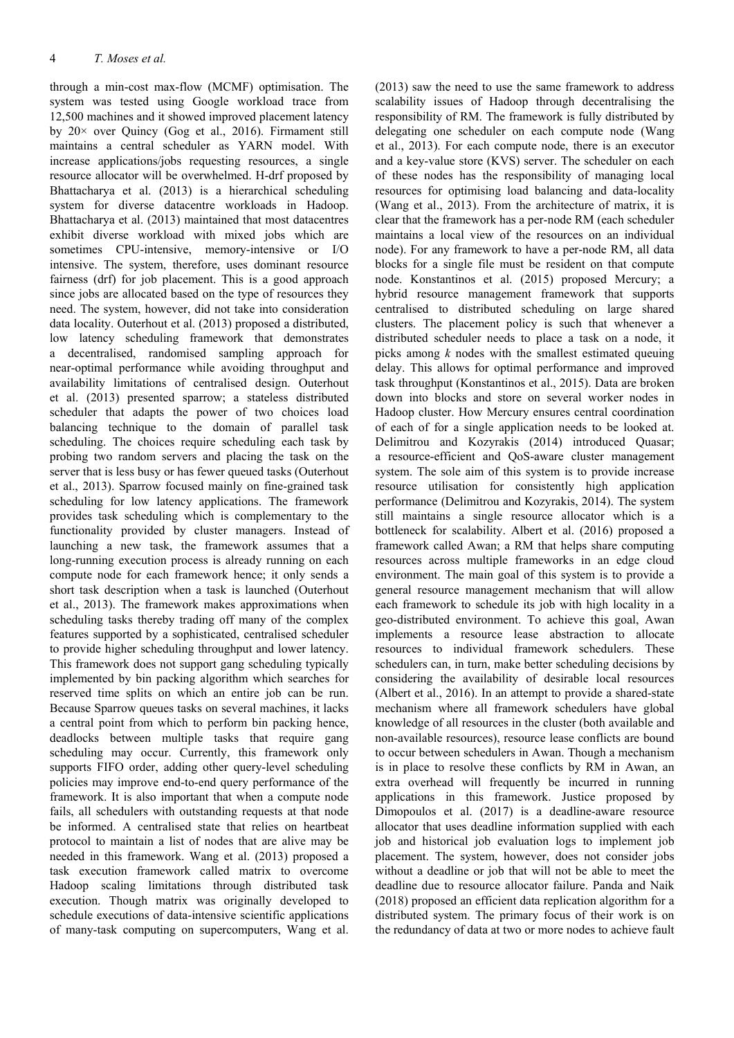through a min-cost max-flow (MCMF) optimisation. The system was tested using Google workload trace from 12,500 machines and it showed improved placement latency by 20× over Quincy (Gog et al., 2016). Firmament still maintains a central scheduler as YARN model. With increase applications/jobs requesting resources, a single resource allocator will be overwhelmed. H-drf proposed by Bhattacharya et al. (2013) is a hierarchical scheduling system for diverse datacentre workloads in Hadoop. Bhattacharya et al. (2013) maintained that most datacentres exhibit diverse workload with mixed jobs which are sometimes CPU-intensive, memory-intensive or I/O intensive. The system, therefore, uses dominant resource fairness (drf) for job placement. This is a good approach since jobs are allocated based on the type of resources they need. The system, however, did not take into consideration data locality. Outerhout et al. (2013) proposed a distributed, low latency scheduling framework that demonstrates a decentralised, randomised sampling approach for near-optimal performance while avoiding throughput and availability limitations of centralised design. Outerhout et al. (2013) presented sparrow; a stateless distributed scheduler that adapts the power of two choices load balancing technique to the domain of parallel task scheduling. The choices require scheduling each task by probing two random servers and placing the task on the server that is less busy or has fewer queued tasks (Outerhout et al., 2013). Sparrow focused mainly on fine-grained task scheduling for low latency applications. The framework provides task scheduling which is complementary to the functionality provided by cluster managers. Instead of launching a new task, the framework assumes that a long-running execution process is already running on each compute node for each framework hence; it only sends a short task description when a task is launched (Outerhout et al., 2013). The framework makes approximations when scheduling tasks thereby trading off many of the complex features supported by a sophisticated, centralised scheduler to provide higher scheduling throughput and lower latency. This framework does not support gang scheduling typically implemented by bin packing algorithm which searches for reserved time splits on which an entire job can be run. Because Sparrow queues tasks on several machines, it lacks a central point from which to perform bin packing hence, deadlocks between multiple tasks that require gang scheduling may occur. Currently, this framework only supports FIFO order, adding other query-level scheduling policies may improve end-to-end query performance of the framework. It is also important that when a compute node fails, all schedulers with outstanding requests at that node be informed. A centralised state that relies on heartbeat protocol to maintain a list of nodes that are alive may be needed in this framework. Wang et al. (2013) proposed a task execution framework called matrix to overcome Hadoop scaling limitations through distributed task execution. Though matrix was originally developed to schedule executions of data-intensive scientific applications of many-task computing on supercomputers, Wang et al. (2013) saw the need to use the same framework to address scalability issues of Hadoop through decentralising the responsibility of RM. The framework is fully distributed by delegating one scheduler on each compute node (Wang et al., 2013). For each compute node, there is an executor and a key-value store (KVS) server. The scheduler on each of these nodes has the responsibility of managing local resources for optimising load balancing and data-locality (Wang et al., 2013). From the architecture of matrix, it is clear that the framework has a per-node RM (each scheduler maintains a local view of the resources on an individual node). For any framework to have a per-node RM, all data blocks for a single file must be resident on that compute node. Konstantinos et al. (2015) proposed Mercury; a hybrid resource management framework that supports centralised to distributed scheduling on large shared clusters. The placement policy is such that whenever a distributed scheduler needs to place a task on a node, it picks among $k$ nodes with the smallest estimated queuing delay. This allows for optimal performance and improved task throughput (Konstantinos et al., 2015). Data are broken down into blocks and store on several worker nodes in Hadoop cluster. How Mercury ensures central coordination of each of for a single application needs to be looked at. Delimitrou and Kozyrakis (2014) introduced Quasar; a resource-efficient and QoS-aware cluster management system. The sole aim of this system is to provide increase resource utilisation for consistently high application performance (Delimitrou and Kozyrakis, 2014). The system still maintains a single resource allocator which is a bottleneck for scalability. Albert et al. (2016) proposed a framework called Awan; a RM that helps share computing resources across multiple frameworks in an edge cloud environment. The main goal of this system is to provide a general resource management mechanism that will allow each framework to schedule its job with high locality in a geo-distributed environment. To achieve this goal, Awan implements a resource lease abstraction to allocate resources to individual framework schedulers. These schedulers can, in turn, make better scheduling decisions by considering the availability of desirable local resources (Albert et al., 2016). In an attempt to provide a shared-state mechanism where all framework schedulers have global knowledge of all resources in the cluster (both available and non-available resources), resource lease conflicts are bound to occur between schedulers in Awan. Though a mechanism is in place to resolve these conflicts by RM in Awan, an extra overhead will frequently be incurred in running applications in this framework. Justice proposed by Dimopoulos et al. (2017) is a deadline-aware resource allocator that uses deadline information supplied with each job and historical job evaluation logs to implement job placement. The system, however, does not consider jobs without a deadline or job that will not be able to meet the deadline due to resource allocator failure. Panda and Naik (2018) proposed an efficient data replication algorithm for a distributed system. The primary focus of their work is on the redundancy of data at two or more nodes to achieve fault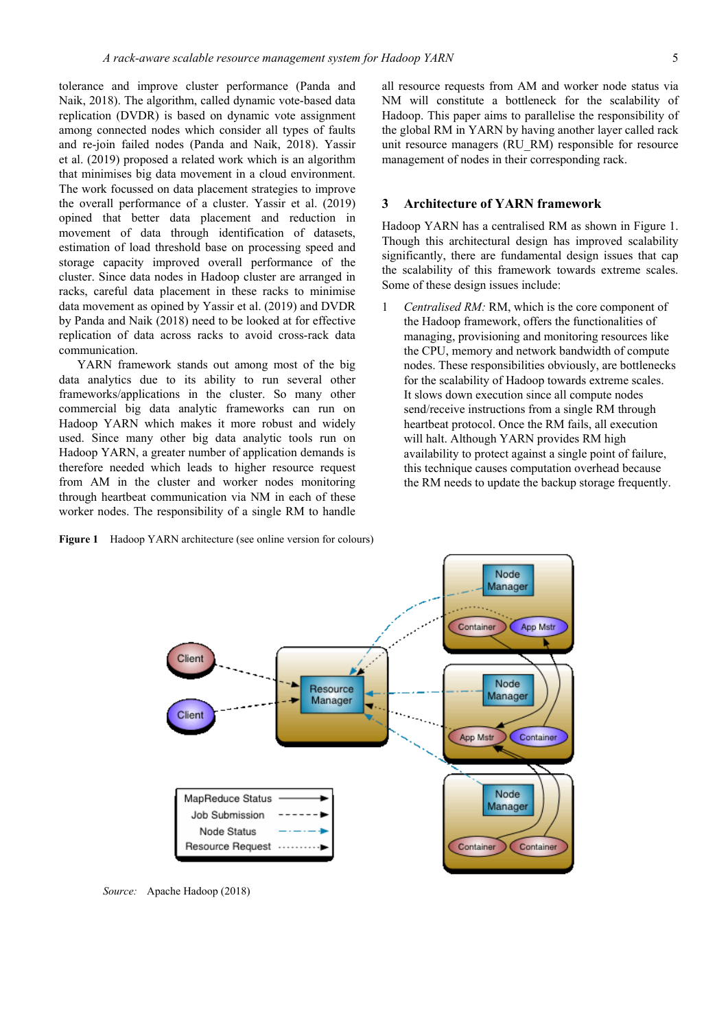tolerance and improve cluster performance (Panda and Naik, 2018). The algorithm, called dynamic vote-based data replication (DVDR) is based on dynamic vote assignment among connected nodes which consider all types of faults and re-join failed nodes (Panda and Naik, 2018). Yassir et al. (2019) proposed a related work which is an algorithm that minimises big data movement in a cloud environment. The work focussed on data placement strategies to improve the overall performance of a cluster. Yassir et al. (2019) opined that better data placement and reduction in movement of data through identification of datasets, estimation of load threshold base on processing speed and storage capacity improved overall performance of the cluster. Since data nodes in Hadoop cluster are arranged in racks, careful data placement in these racks to minimise data movement as opined by Yassir et al. (2019) and DVDR by Panda and Naik (2018) need to be looked at for effective replication of data across racks to avoid cross-rack data communication.

YARN framework stands out among most of the big data analytics due to its ability to run several other frameworks/applications in the cluster. So many other commercial big data analytic frameworks can run on Hadoop YARN which makes it more robust and widely used. Since many other big data analytic tools run on Hadoop YARN, a greater number of application demands is therefore needed which leads to higher resource request from AM in the cluster and worker nodes monitoring through heartbeat communication via NM in each of these worker nodes. The responsibility of a single RM to handle all resource requests from AM and worker node status via NM will constitute a bottleneck for the scalability of Hadoop. This paper aims to parallelise the responsibility of the global RM in YARN by having another layer called rack unit resource managers (RU_RM) responsible for resource management of nodes in their corresponding rack.

## 3 Architecture of YARN framework

Hadoop YARN has a centralised RM as shown in Figure 1. Though this architectural design has improved scalability significantly, there are fundamental design issues that cap the scalability of this framework towards extreme scales. Some of these design issues include:

1. *Centralised RM:* RM, which is the core component of the Hadoop framework, offers the functionalities of managing, provisioning and monitoring resources like the CPU, memory and network bandwidth of compute nodes. These responsibilities obviously, are bottlenecks for the scalability of Hadoop towards extreme scales. It slows down execution since all compute nodes send/receive instructions from a single RM through heartbeat protocol. Once the RM fails, all execution will halt. Although YARN provides RM high availability to protect against a single point of failure, this technique causes computation overhead because the RM needs to update the backup storage frequently.

**Figure 1** Hadoop YARN architecture (see online version for colours)

*Source:* Apache Hadoop (2018)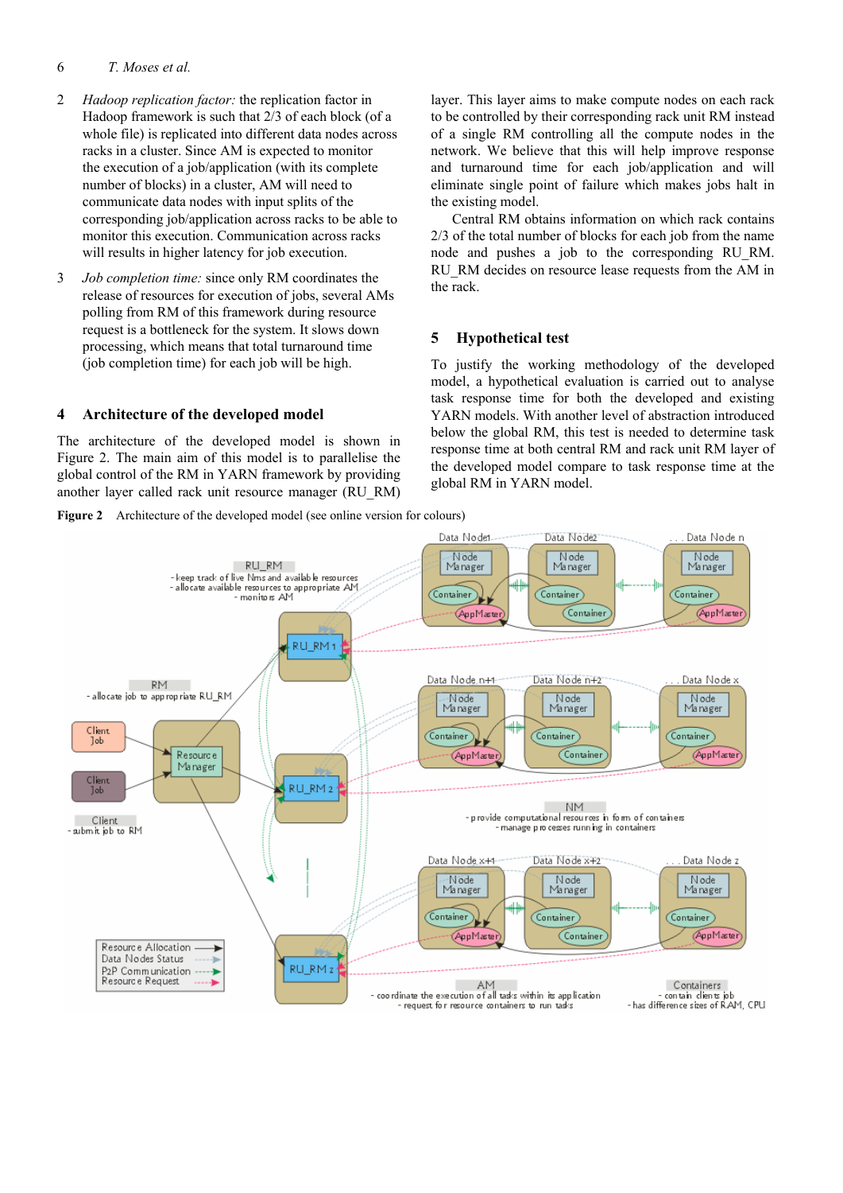2 *Hadoop replication factor:* the replication factor in Hadoop framework is such that 2/3 of each block (of a whole file) is replicated into different data nodes across racks in a cluster. Since AM is expected to monitor the execution of a job/application (with its complete number of blocks) in a cluster, AM will need to communicate data nodes with input splits of the corresponding job/application across racks to be able to monitor this execution. Communication across racks will results in higher latency for job execution.

3 *Job completion time:* since only RM coordinates the release of resources for execution of jobs, several AMs polling from RM of this framework during resource request is a bottleneck for the system. It slows down processing, which means that total turnaround time (job completion time) for each job will be high.

## 4 Architecture of the developed model

The architecture of the developed model is shown in Figure 2. The main aim of this model is to parallelise the global control of the RM in YARN framework by providing another layer called rack unit resource manager (RU_RM) layer. This layer aims to make compute nodes on each rack to be controlled by their corresponding rack unit RM instead of a single RM controlling all the compute nodes in the network. We believe that this will help improve response and turnaround time for each job/application and will eliminate single point of failure which makes jobs halt in the existing model.

Central RM obtains information on which rack contains 2/3 of the total number of blocks for each job from the name node and pushes a job to the corresponding RU_RM. RU_RM decides on resource lease requests from the AM in the rack.

## 5 Hypothetical test

To justify the working methodology of the developed model, a hypothetical evaluation is carried out to analyse task response time for both the developed and existing YARN models. With another level of abstraction introduced below the global RM, this test is needed to determine task response time at both central RM and rack unit RM layer of the developed model compare to task response time at the global RM in YARN model.

**Figure 2** Architecture of the developed model (see online version for colours)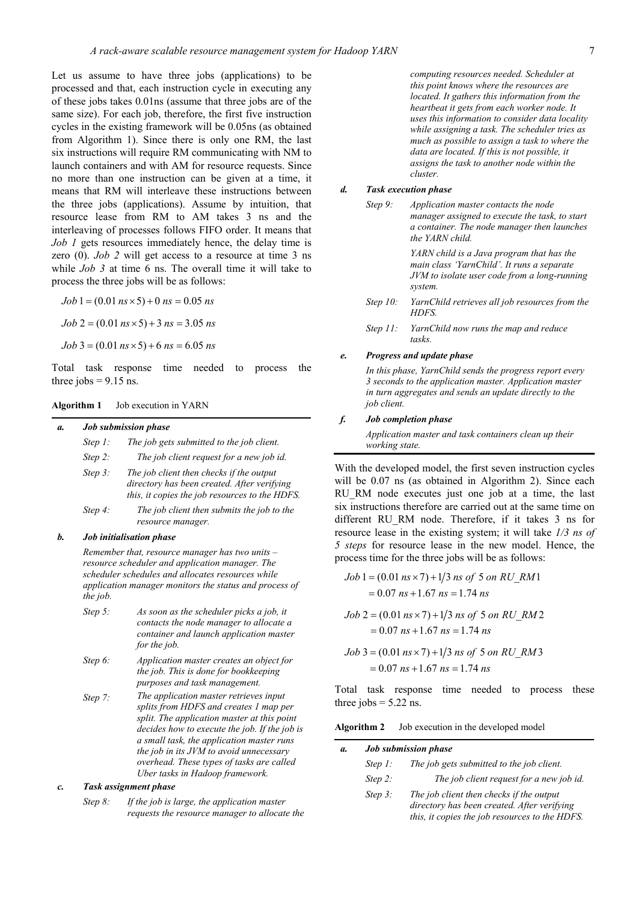Let us assume to have three jobs (applications) to be processed and that, each instruction cycle in executing any of these jobs takes 0.01ns (assume that three jobs are of the same size). For each job, therefore, the first five instruction cycles in the existing framework will be 0.05ns (as obtained from Algorithm 1). Since there is only one RM, the last six instructions will require RM communicating with NM to launch containers and with AM for resource requests. Since no more than one instruction can be given at a time, it means that RM will interleave these instructions between the three jobs (applications). Assume by intuition, that resource lease from RM to AM takes 3 ns and the interleaving of processes follows FIFO order. It means that *Job 1* gets resources immediately hence, the delay time is zero (0). *Job 2* will get access to a resource at time 3 ns while *Job 3* at time 6 ns. The overall time it will take to process the three jobs will be as follows:

$$Job\,1 = (0.01\,ns \times 5) + 0\,ns = 0.05\,ns$$

$$Job\,2 = (0.01\,ns \times 5) + 3\,ns = 3.05\,ns$$

$$Job\,3 = (0.01\,ns \times 5) + 6\,ns = 6.05\,ns$$

Total task response time needed to process the three jobs = 9.15 ns.

**Algorithm 1** Job execution in YARN

***a. Job submission phase***

*Step 1: The job gets submitted to the job client.*

*Step 2: The job client request for a new job id.*

*Step 3: The job client then checks if the output directory has been created. After verifying this, it copies the job resources to the HDFS.*

*Step 4: The job client then submits the job to the resource manager.*

***b. Job initialisation phase***

*Remember that, resource manager has two units – resource scheduler and application manager. The scheduler schedules and allocates resources while application manager monitors the status and process of the job.*

*Step 5: As soon as the scheduler picks a job, it contacts the node manager to allocate a container and launch application master for the job.*

*Step 6: Application master creates an object for the job. This is done for bookkeeping purposes and task management.*

*Step 7: The application master retrieves input splits from HDFS and creates 1 map per split. The application master at this point decides how to execute the job. If the job is a small task, the application master runs the job in its JVM to avoid unnecessary overhead. These types of tasks are called Uber tasks in Hadoop framework.*

***c. Task assignment phase***

*Step 8: If the job is large, the application master requests the resource manager to allocate the computing resources needed. Scheduler at this point knows where the resources are located. It gathers this information from the heartbeat it gets from each worker node. It uses this information to consider data locality while assigning a task. The scheduler tries as much as possible to assign a task to where the data are located. If this is not possible, it assigns the task to another node within the cluster.*

***d. Task execution phase***

*Step 9: Application master contacts the node manager assigned to execute the task, to start a container. The node manager then launches the YARN child.*

*YARN child is a Java program that has the main class 'YarnChild'. It runs a separate JVM to isolate user code from a long-running system.*

*Step 10: YarnChild retrieves all job resources from the HDFS.*

*Step 11: YarnChild now runs the map and reduce tasks.*

***e. Progress and update phase***

*In this phase, YarnChild sends the progress report every 3 seconds to the application master. Application master in turn aggregates and sends an update directly to the job client.*

***f. Job completion phase***

*Application master and task containers clean up their working state.*

With the developed model, the first seven instruction cycles will be 0.07 ns (as obtained in Algorithm 2). Since each RU_RM node executes just one job at a time, the last six instructions therefore are carried out at the same time on different RU_RM node. Therefore, if it takes 3 ns for resource lease in the existing system; it will take *1/3 ns of 5 steps* for resource lease in the new model. Hence, the process time for the three jobs will be as follows:

$$Job\,1 = (0.01\,ns \times 7) + 1/3\,ns\ of\ 5\ on\ RU\_RM1 = 0.07\,ns + 1.67\,ns = 1.74\,ns$$

$$Job\,2 = (0.01\,ns \times 7) + 1/3\,ns\ of\ 5\ on\ RU\_RM2 = 0.07\,ns + 1.67\,ns = 1.74\,ns$$

$$Job\,3 = (0.01\,ns \times 7) + 1/3\,ns\ of\ 5\ on\ RU\_RM3 = 0.07\,ns + 1.67\,ns = 1.74\,ns$$

Total task response time needed to process these three jobs = 5.22 ns.

**Algorithm 2** Job execution in the developed model

***a. Job submission phase***

*Step 1: The job gets submitted to the job client.*

*Step 2: The job client request for a new job id.*

*Step 3: The job client then checks if the output directory has been created. After verifying this, it copies the job resources to the HDFS.*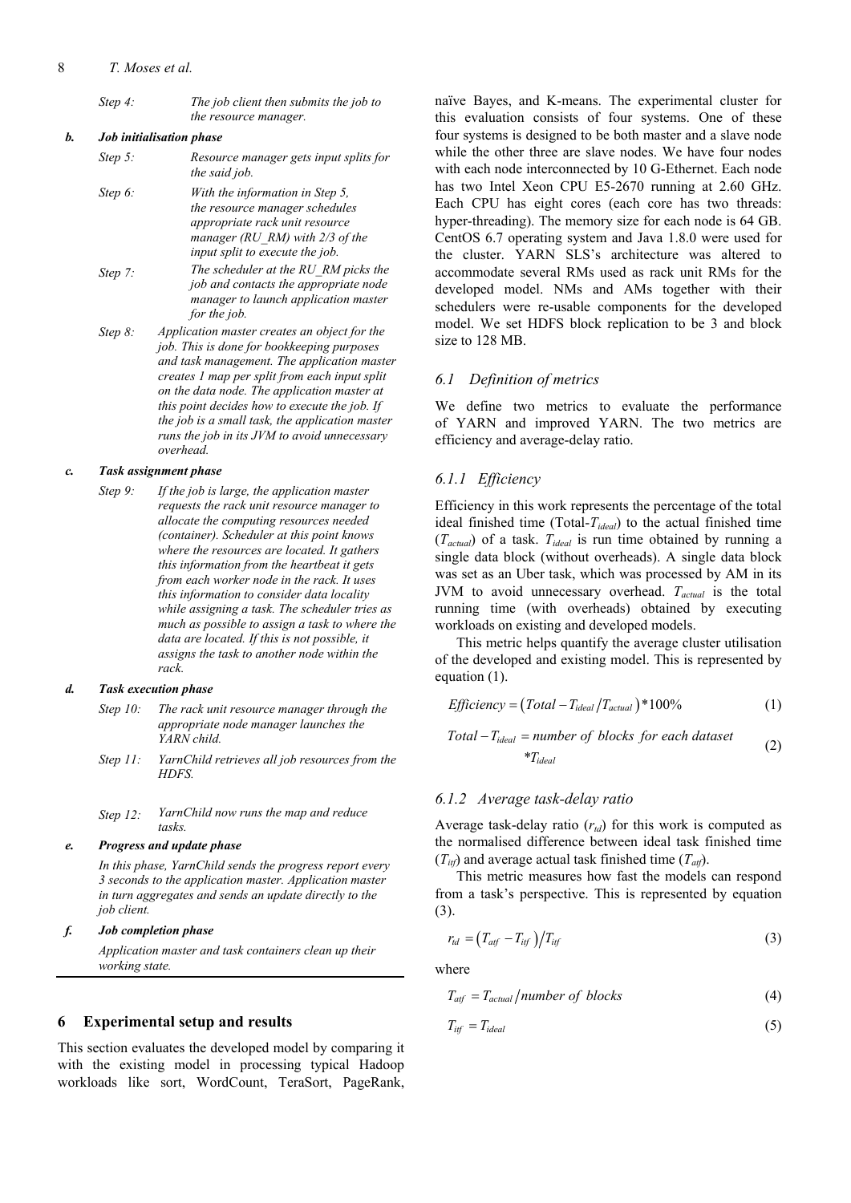*Step 4:* *The job client then submits the job to the resource manager.*

***b. Job initialisation phase***

*Step 5:* *Resource manager gets input splits for the said job.*

*Step 6:* *With the information in Step 5, the resource manager schedules appropriate rack unit resource manager (RU_RM) with 2/3 of the input split to execute the job.*

*Step 7:* *The scheduler at the RU_RM picks the job and contacts the appropriate node manager to launch application master for the job.*

*Step 8:* *Application master creates an object for the job. This is done for bookkeeping purposes and task management. The application master creates 1 map per split from each input split on the data node. The application master at this point decides how to execute the job. If the job is a small task, the application master runs the job in its JVM to avoid unnecessary overhead.*

***c. Task assignment phase***

*Step 9:* *If the job is large, the application master requests the rack unit resource manager to allocate the computing resources needed (container). Scheduler at this point knows where the resources are located. It gathers this information from the heartbeat it gets from each worker node in the rack. It uses this information to consider data locality while assigning a task. The scheduler tries as much as possible to assign a task to where the data are located. If this is not possible, it assigns the task to another node within the rack.*

***d. Task execution phase***

*Step 10:* *The rack unit resource manager through the appropriate node manager launches the YARN child.*

*Step 11:* *YarnChild retrieves all job resources from the HDFS.*

*Step 12:* *YarnChild now runs the map and reduce tasks.*

***e. Progress and update phase***

*In this phase, YarnChild sends the progress report every 3 seconds to the application master. Application master in turn aggregates and sends an update directly to the job client.*

***f. Job completion phase***

*Application master and task containers clean up their working state.*

## 6 Experimental setup and results

This section evaluates the developed model by comparing it with the existing model in processing typical Hadoop workloads like sort, WordCount, TeraSort, PageRank, naïve Bayes, and K-means. The experimental cluster for this evaluation consists of four systems. One of these four systems is designed to be both master and a slave node while the other three are slave nodes. We have four nodes with each node interconnected by 10 G-Ethernet. Each node has two Intel Xeon CPU E5-2670 running at 2.60 GHz. Each CPU has eight cores (each core has two threads: hyper-threading). The memory size for each node is 64 GB. CentOS 6.7 operating system and Java 1.8.0 were used for the cluster. YARN SLS's architecture was altered to accommodate several RMs used as rack unit RMs for the developed model. NMs and AMs together with their schedulers were re-usable components for the developed model. We set HDFS block replication to be 3 and block size to 128 MB.

### 6.1 Definition of metrics

We define two metrics to evaluate the performance of YARN and improved YARN. The two metrics are efficiency and average-delay ratio.

#### 6.1.1 Efficiency

Efficiency in this work represents the percentage of the total ideal finished time (Total-$T_{ideal}$) to the actual finished time ($T_{actual}$) of a task. $T_{ideal}$ is run time obtained by running a single data block (without overheads). A single data block was set as an Uber task, which was processed by AM in its JVM to avoid unnecessary overhead. $T_{actual}$ is the total running time (with overheads) obtained by executing workloads on existing and developed models.

This metric helps quantify the average cluster utilisation of the developed and existing model. This is represented by equation (1).

$$Efficiency = \left(Total - T_{ideal} / T_{actual}\right) * 100\% \tag{1}$$

$$Total - T_{ideal} = number\ of\ blocks\ for\ each\ dataset\ * T_{ideal} \tag{2}$$

#### 6.1.2 Average task-delay ratio

Average task-delay ratio ($r_{td}$) for this work is computed as the normalised difference between ideal task finished time ($T_{itf}$) and average actual task finished time ($T_{atf}$).

This metric measures how fast the models can respond from a task's perspective. This is represented by equation (3).

$$r_{td} = \left(T_{atf} - T_{itf}\right) / T_{itf} \tag{3}$$

where

$$T_{atf} = T_{actual} / number\ of\ blocks \tag{4}$$

$$T_{itf} = T_{ideal} \tag{5}$$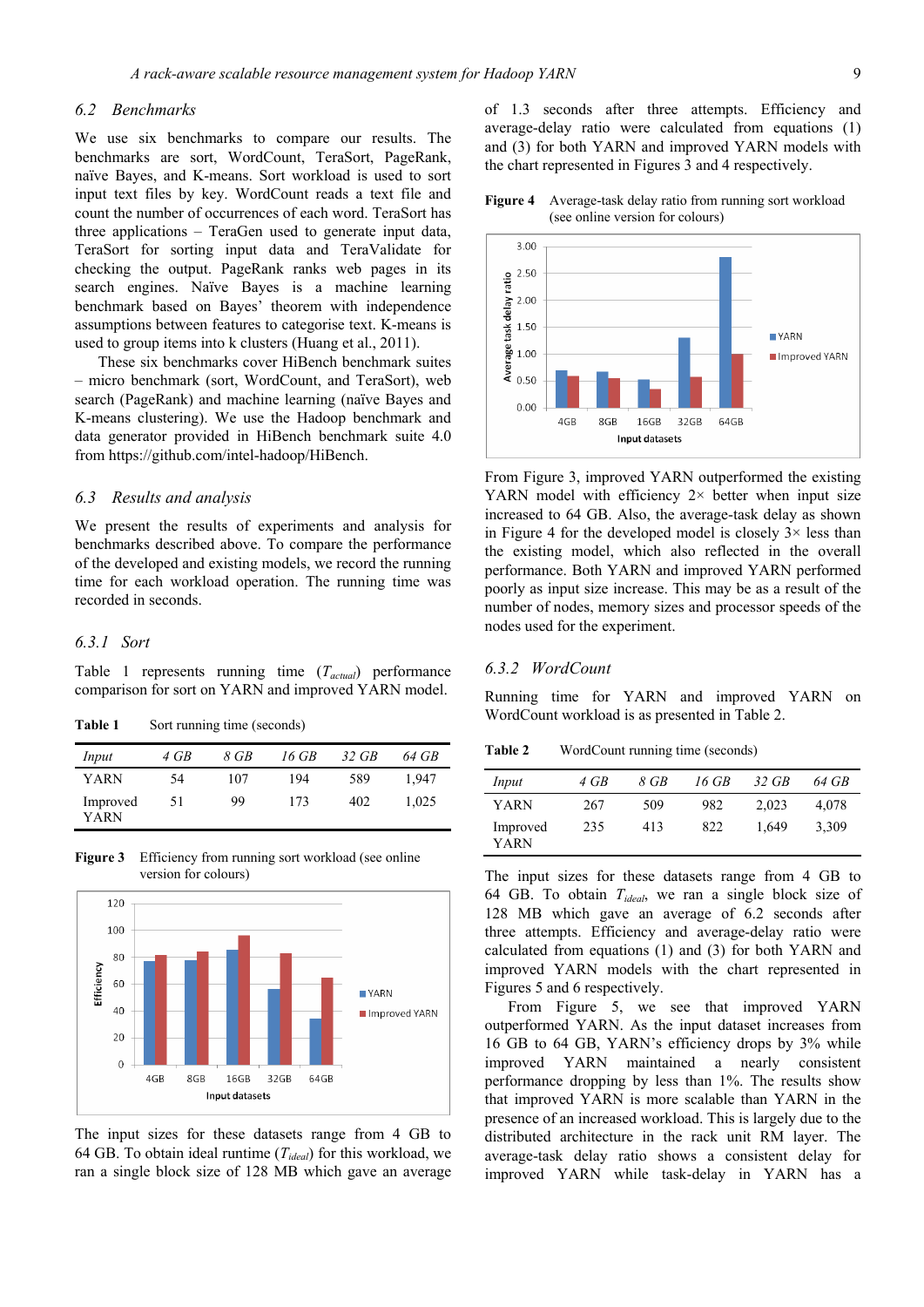## 6.2 Benchmarks

We use six benchmarks to compare our results. The benchmarks are sort, WordCount, TeraSort, PageRank, naïve Bayes, and K-means. Sort workload is used to sort input text files by key. WordCount reads a text file and count the number of occurrences of each word. TeraSort has three applications – TeraGen used to generate input data, TeraSort for sorting input data and TeraValidate for checking the output. PageRank ranks web pages in its search engines. Naïve Bayes is a machine learning benchmark based on Bayes' theorem with independence assumptions between features to categorise text. K-means is used to group items into k clusters (Huang et al., 2011).

These six benchmarks cover HiBench benchmark suites – micro benchmark (sort, WordCount, and TeraSort), web search (PageRank) and machine learning (naïve Bayes and K-means clustering). We use the Hadoop benchmark and data generator provided in HiBench benchmark suite 4.0 from https://github.com/intel-hadoop/HiBench.

## 6.3 Results and analysis

We present the results of experiments and analysis for benchmarks described above. To compare the performance of the developed and existing models, we record the running time for each workload operation. The running time was recorded in seconds.

### 6.3.1 Sort

Table 1 represents running time ($T_{actual}$) performance comparison for sort on YARN and improved YARN model.

**Table 1** Sort running time (seconds)

| *Input* | *4 GB* | *8 GB* | *16 GB* | *32 GB* | *64 GB* |
|---|---|---|---|---|---|
| YARN | 54 | 107 | 194 | 589 | 1,947 |
| Improved YARN | 51 | 99 | 173 | 402 | 1,025 |

**Figure 3** Efficiency from running sort workload (see online version for colours)

The input sizes for these datasets range from 4 GB to 64 GB. To obtain ideal runtime ($T_{ideal}$) for this workload, we ran a single block size of 128 MB which gave an average of 1.3 seconds after three attempts. Efficiency and average-delay ratio were calculated from equations (1) and (3) for both YARN and improved YARN models with the chart represented in Figures 3 and 4 respectively.

**Figure 4** Average-task delay ratio from running sort workload (see online version for colours)

From Figure 3, improved YARN outperformed the existing YARN model with efficiency 2× better when input size increased to 64 GB. Also, the average-task delay as shown in Figure 4 for the developed model is closely 3× less than the existing model, which also reflected in the overall performance. Both YARN and improved YARN performed poorly as input size increase. This may be as a result of the number of nodes, memory sizes and processor speeds of the nodes used for the experiment.

### 6.3.2 WordCount

Running time for YARN and improved YARN on WordCount workload is as presented in Table 2.

**Table 2** WordCount running time (seconds)

| *Input* | *4 GB* | *8 GB* | *16 GB* | *32 GB* | *64 GB* |
|---|---|---|---|---|---|
| YARN | 267 | 509 | 982 | 2,023 | 4,078 |
| Improved YARN | 235 | 413 | 822 | 1,649 | 3,309 |

The input sizes for these datasets range from 4 GB to 64 GB. To obtain $T_{ideal}$, we ran a single block size of 128 MB which gave an average of 6.2 seconds after three attempts. Efficiency and average-delay ratio were calculated from equations (1) and (3) for both YARN and improved YARN models with the chart represented in Figures 5 and 6 respectively.

From Figure 5, we see that improved YARN outperformed YARN. As the input dataset increases from 16 GB to 64 GB, YARN's efficiency drops by 3% while improved YARN maintained a nearly consistent performance dropping by less than 1%. The results show that improved YARN is more scalable than YARN in the presence of an increased workload. This is largely due to the distributed architecture in the rack unit RM layer. The average-task delay ratio shows a consistent delay for improved YARN while task-delay in YARN has a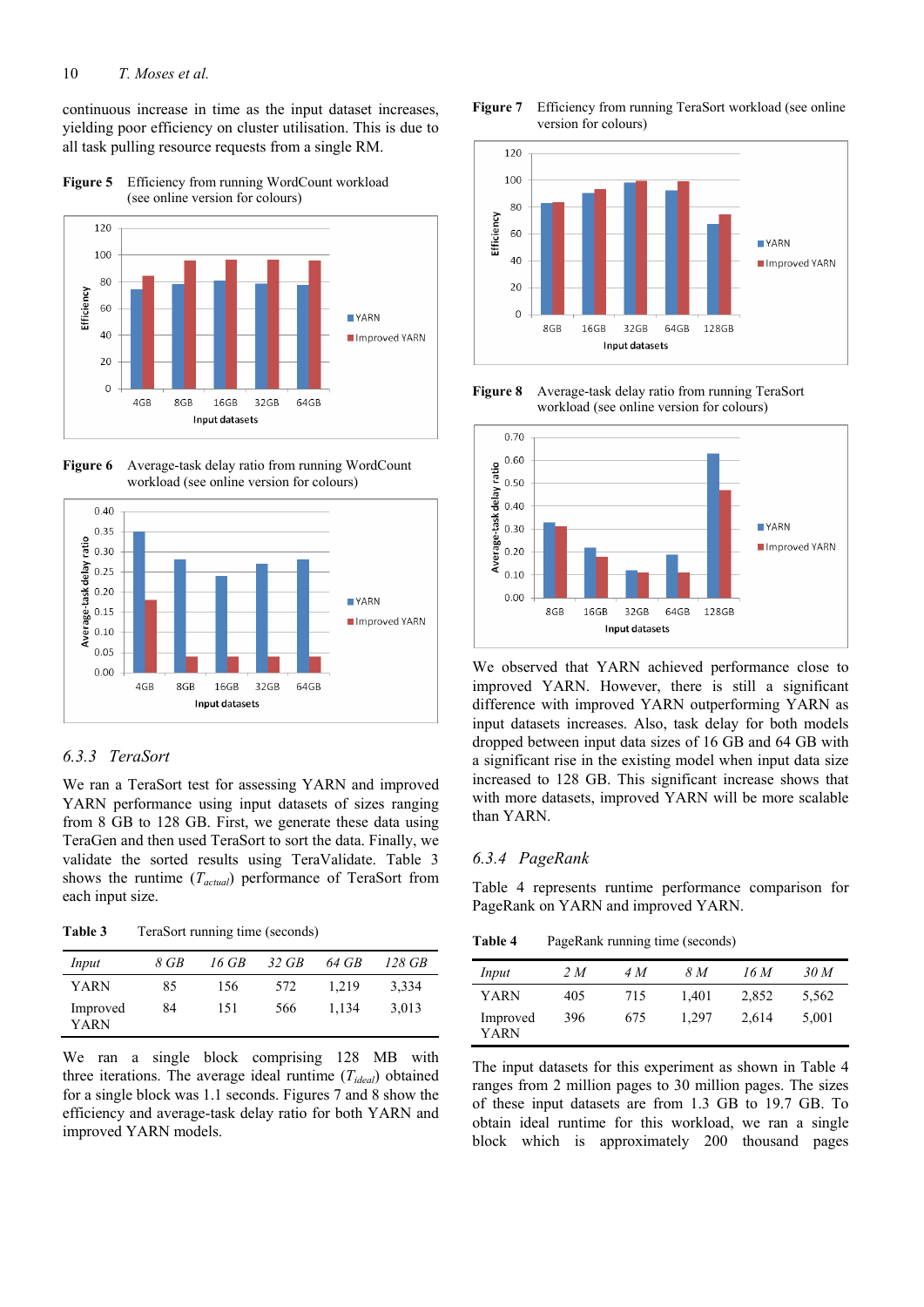continuous increase in time as the input dataset increases, yielding poor efficiency on cluster utilisation. This is due to all task pulling resource requests from a single RM.

**Figure 5** Efficiency from running WordCount workload (see online version for colours)

**Figure 6** Average-task delay ratio from running WordCount workload (see online version for colours)

### 6.3.3 TeraSort

We ran a TeraSort test for assessing YARN and improved YARN performance using input datasets of sizes ranging from 8 GB to 128 GB. First, we generate these data using TeraGen and then used TeraSort to sort the data. Finally, we validate the sorted results using TeraValidate. Table 3 shows the runtime ($T_{actual}$) performance of TeraSort from each input size.

**Table 3** TeraSort running time (seconds)

| *Input* | *8 GB* | *16 GB* | *32 GB* | *64 GB* | *128 GB* |
|---|---|---|---|---|---|
| YARN | 85 | 156 | 572 | 1,219 | 3,334 |
| Improved YARN | 84 | 151 | 566 | 1,134 | 3,013 |

We ran a single block comprising 128 MB with three iterations. The average ideal runtime ($T_{ideal}$) obtained for a single block was 1.1 seconds. Figures 7 and 8 show the efficiency and average-task delay ratio for both YARN and improved YARN models.

**Figure 7** Efficiency from running TeraSort workload (see online version for colours)

**Figure 8** Average-task delay ratio from running TeraSort workload (see online version for colours)

We observed that YARN achieved performance close to improved YARN. However, there is still a significant difference with improved YARN outperforming YARN as input datasets increases. Also, task delay for both models dropped between input data sizes of 16 GB and 64 GB with a significant rise in the existing model when input data size increased to 128 GB. This significant increase shows that with more datasets, improved YARN will be more scalable than YARN.

### 6.3.4 PageRank

Table 4 represents runtime performance comparison for PageRank on YARN and improved YARN.

**Table 4** PageRank running time (seconds)

| *Input* | *2 M* | *4 M* | *8 M* | *16 M* | *30 M* |
|---|---|---|---|---|---|
| YARN | 405 | 715 | 1,401 | 2,852 | 5,562 |
| Improved YARN | 396 | 675 | 1,297 | 2,614 | 5,001 |

The input datasets for this experiment as shown in Table 4 ranges from 2 million pages to 30 million pages. The sizes of these input datasets are from 1.3 GB to 19.7 GB. To obtain ideal runtime for this workload, we ran a single block which is approximately 200 thousand pages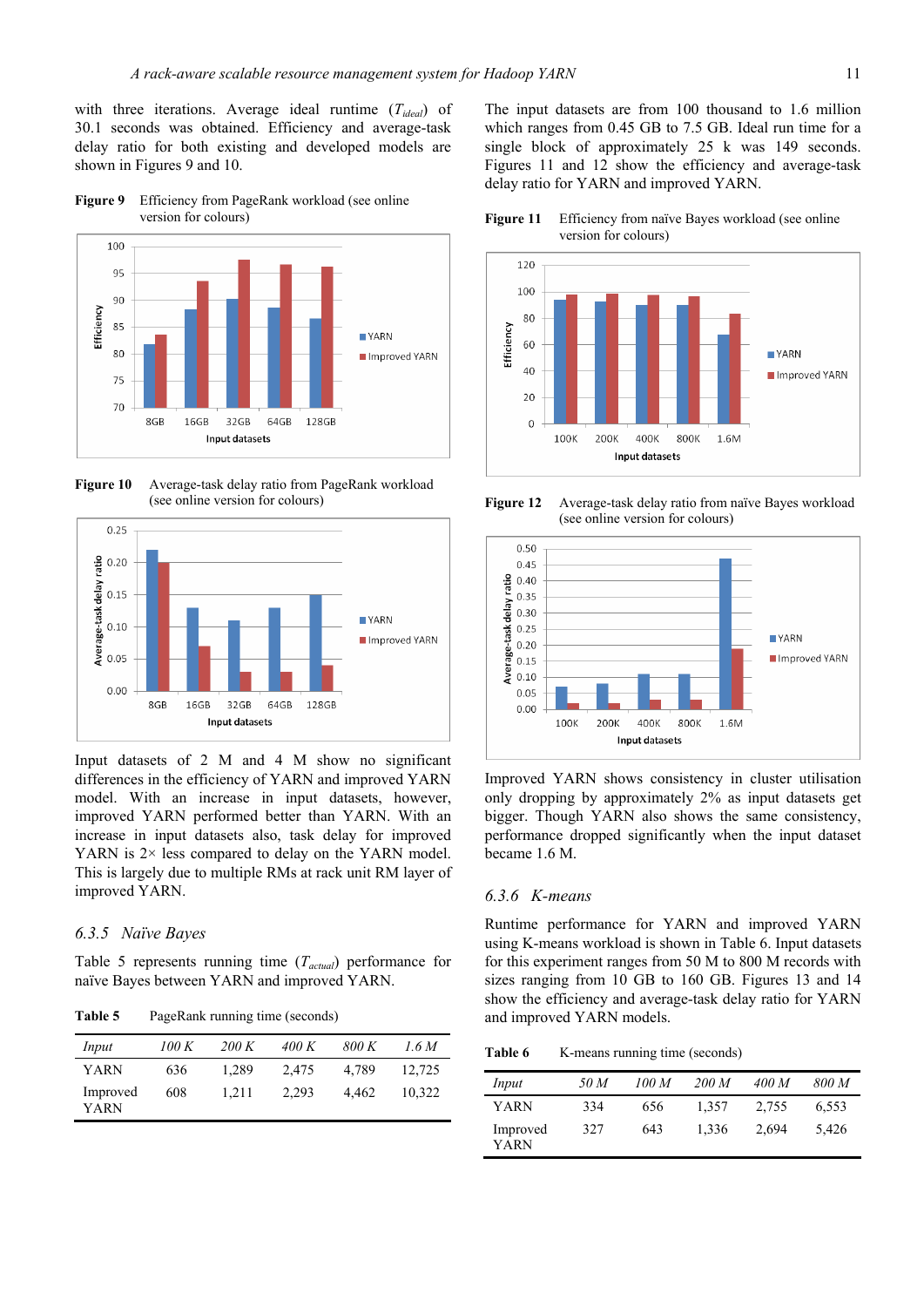with three iterations. Average ideal runtime ($T_{ideal}$) of 30.1 seconds was obtained. Efficiency and average-task delay ratio for both existing and developed models are shown in Figures 9 and 10.

**Figure 9** Efficiency from PageRank workload (see online version for colours)

**Figure 10** Average-task delay ratio from PageRank workload (see online version for colours)

Input datasets of 2 M and 4 M show no significant differences in the efficiency of YARN and improved YARN model. With an increase in input datasets, however, improved YARN performed better than YARN. With an increase in input datasets also, task delay for improved YARN is 2× less compared to delay on the YARN model. This is largely due to multiple RMs at rack unit RM layer of improved YARN.

### 6.3.5 Naïve Bayes

Table 5 represents running time ($T_{actual}$) performance for naïve Bayes between YARN and improved YARN.

**Table 5** PageRank running time (seconds)

| *Input* | *100 K* | *200 K* | *400 K* | *800 K* | *1.6 M* |
|---|---|---|---|---|---|
| YARN | 636 | 1,289 | 2,475 | 4,789 | 12,725 |
| Improved YARN | 608 | 1,211 | 2,293 | 4,462 | 10,322 |

The input datasets are from 100 thousand to 1.6 million which ranges from 0.45 GB to 7.5 GB. Ideal run time for a single block of approximately 25 k was 149 seconds. Figures 11 and 12 show the efficiency and average-task delay ratio for YARN and improved YARN.

**Figure 11** Efficiency from naïve Bayes workload (see online version for colours)

**Figure 12** Average-task delay ratio from naïve Bayes workload (see online version for colours)

Improved YARN shows consistency in cluster utilisation only dropping by approximately 2% as input datasets get bigger. Though YARN also shows the same consistency, performance dropped significantly when the input dataset became 1.6 M.

### 6.3.6 K-means

Runtime performance for YARN and improved YARN using K-means workload is shown in Table 6. Input datasets for this experiment ranges from 50 M to 800 M records with sizes ranging from 10 GB to 160 GB. Figures 13 and 14 show the efficiency and average-task delay ratio for YARN and improved YARN models.

**Table 6** K-means running time (seconds)

| *Input* | *50 M* | *100 M* | *200 M* | *400 M* | *800 M* |
|---|---|---|---|---|---|
| YARN | 334 | 656 | 1,357 | 2,755 | 6,553 |
| Improved YARN | 327 | 643 | 1,336 | 2,694 | 5,426 |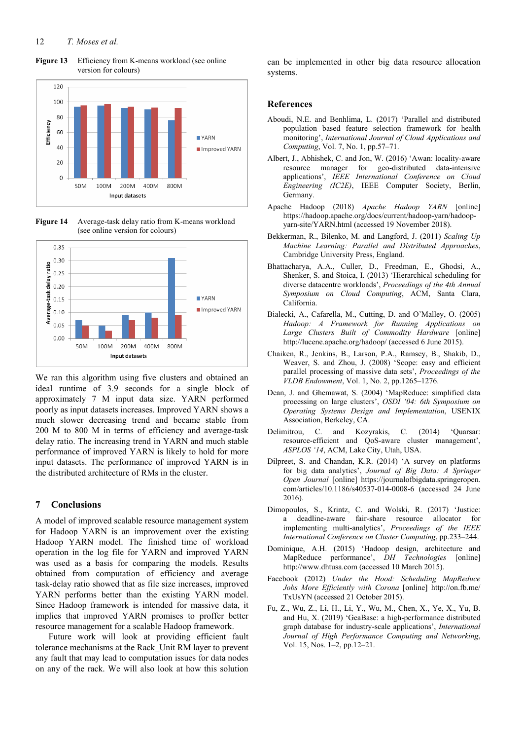**Figure 13** Efficiency from K-means workload (see online version for colours)

**Figure 14** Average-task delay ratio from K-means workload (see online version for colours)

We ran this algorithm using five clusters and obtained an ideal runtime of 3.9 seconds for a single block of approximately 7 M input data size. YARN performed poorly as input datasets increases. Improved YARN shows a much slower decreasing trend and became stable from 200 M to 800 M in terms of efficiency and average-task delay ratio. The increasing trend in YARN and much stable performance of improved YARN is likely to hold for more input datasets. The performance of improved YARN is in the distributed architecture of RMs in the cluster.

## 7 Conclusions

A model of improved scalable resource management system for Hadoop YARN is an improvement over the existing Hadoop YARN model. The finished time of workload operation in the log file for YARN and improved YARN was used as a basis for comparing the models. Results obtained from computation of efficiency and average task-delay ratio showed that as file size increases, improved YARN performs better than the existing YARN model. Since Hadoop framework is intended for massive data, it implies that improved YARN promises to proffer better resource management for a scalable Hadoop framework.

Future work will look at providing efficient fault tolerance mechanisms at the Rack_Unit RM layer to prevent any fault that may lead to computation issues for data nodes on any of the rack. We will also look at how this solution can be implemented in other big data resource allocation systems.

## References

Aboudi, N.E. and Benhlima, L. (2017) 'Parallel and distributed population based feature selection framework for health monitoring', *International Journal of Cloud Applications and Computing*, Vol. 7, No. 1, pp.57–71.

Albert, J., Abhishek, C. and Jon, W. (2016) 'Awan: locality-aware resource manager for geo-distributed data-intensive applications', *IEEE International Conference on Cloud Engineering (IC2E)*, IEEE Computer Society, Berlin, Germany.

Apache Hadoop (2018) *Apache Hadoop YARN* [online] https://hadoop.apache.org/docs/current/hadoop-yarn/hadoop-yarn-site/YARN.html (accessed 19 November 2018).

Bekkerman, R., Bilenko, M. and Langford, J. (2011) *Scaling Up Machine Learning: Parallel and Distributed Approaches*, Cambridge University Press, England.

Bhattacharya, A.A., Culler, D., Freedman, E., Ghodsi, A., Shenker, S. and Stoica, I. (2013) 'Hierarchical scheduling for diverse datacentre workloads', *Proceedings of the 4th Annual Symposium on Cloud Computing*, ACM, Santa Clara, California.

Bialecki, A., Cafarella, M., Cutting, D. and O'Malley, O. (2005) *Hadoop: A Framework for Running Applications on Large Clusters Built of Commodity Hardware* [online] http://lucene.apache.org/hadoop/ (accessed 6 June 2015).

Chaiken, R., Jenkins, B., Larson, P.A., Ramsey, B., Shakib, D., Weaver, S. and Zhou, J. (2008) 'Scope: easy and efficient parallel processing of massive data sets', *Proceedings of the VLDB Endowment*, Vol. 1, No. 2, pp.1265–1276.

Dean, J. and Ghemawat, S. (2004) 'MapReduce: simplified data processing on large clusters', *OSDI '04: 6th Symposium on Operating Systems Design and Implementation*, USENIX Association, Berkeley, CA.

Delimitrou, C. and Kozyrakis, C. (2014) 'Quarsar: resource-efficient and QoS-aware cluster management', *ASPLOS '14*, ACM, Lake City, Utah, USA.

Dilpreet, S. and Chandan, K.R. (2014) 'A survey on platforms for big data analytics', *Journal of Big Data: A Springer Open Journal* [online] https://journalofbigdata.springeropen.com/articles/10.1186/s40537-014-0008-6 (accessed 24 June 2016).

Dimopoulos, S., Krintz, C. and Wolski, R. (2017) 'Justice: a deadline-aware fair-share resource allocator for implementing multi-analytics', *Proceedings of the IEEE International Conference on Cluster Computing*, pp.233–244.

Dominique, A.H. (2015) 'Hadoop design, architecture and MapReduce performance', *DH Technologies* [online] http://www.dhtusa.com (accessed 10 March 2015).

Facebook (2012) *Under the Hood: Scheduling MapReduce Jobs More Efficiently with Corona* [online] http://on.fb.me/TxUsYN (accessed 21 October 2015).

Fu, Z., Wu, Z., Li, H., Li, Y., Wu, M., Chen, X., Ye, X., Yu, B. and Hu, X. (2019) 'GeaBase: a high-performance distributed graph database for industry-scale applications', *International Journal of High Performance Computing and Networking*, Vol. 15, Nos. 1–2, pp.12–21.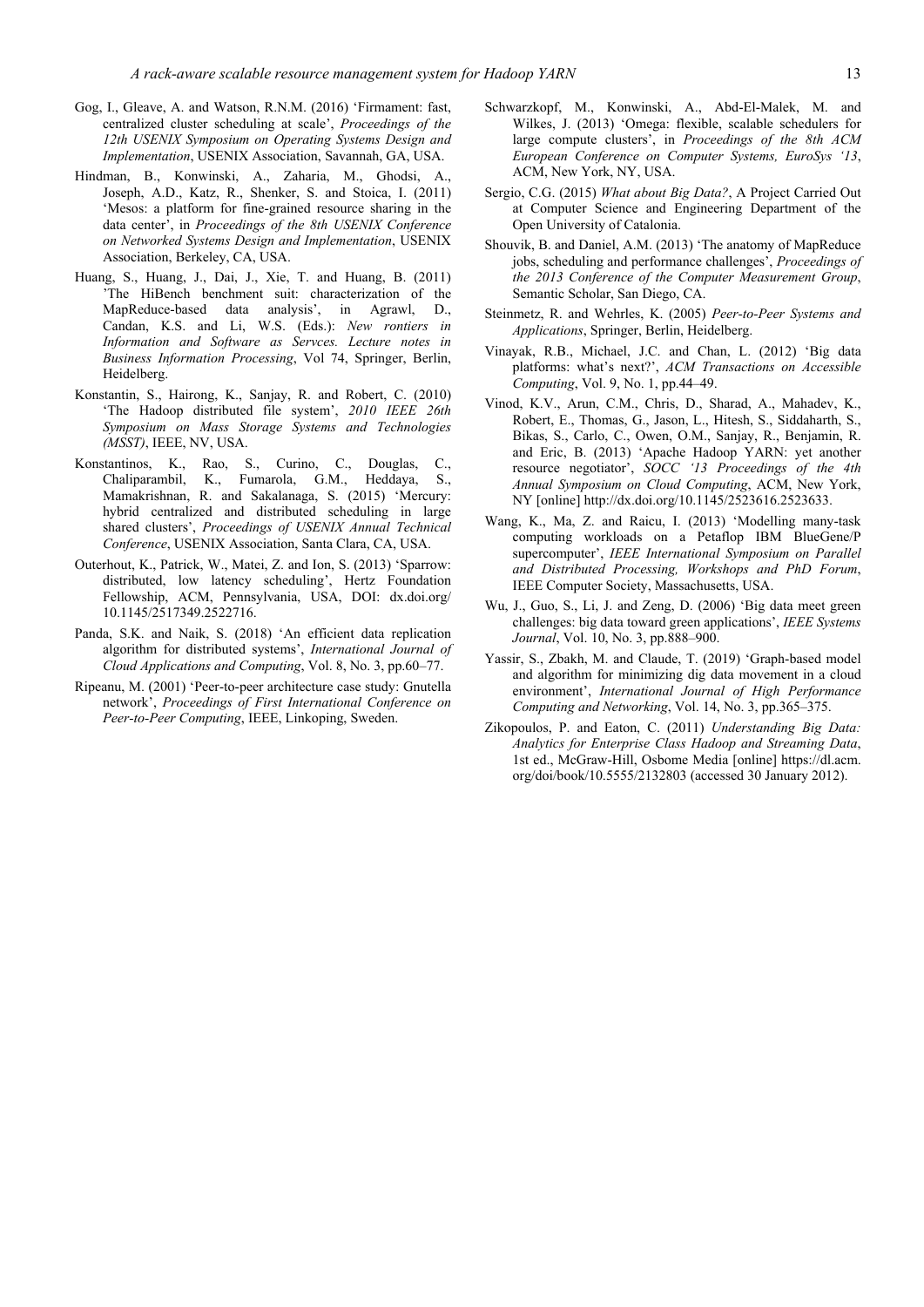Gog, I., Gleave, A. and Watson, R.N.M. (2016) 'Firmament: fast, centralized cluster scheduling at scale', *Proceedings of the 12th USENIX Symposium on Operating Systems Design and Implementation*, USENIX Association, Savannah, GA, USA.

Hindman, B., Konwinski, A., Zaharia, M., Ghodsi, A., Joseph, A.D., Katz, R., Shenker, S. and Stoica, I. (2011) 'Mesos: a platform for fine-grained resource sharing in the data center', in *Proceedings of the 8th USENIX Conference on Networked Systems Design and Implementation*, USENIX Association, Berkeley, CA, USA.

Huang, S., Huang, J., Dai, J., Xie, T. and Huang, B. (2011) 'The HiBench benchment suit: characterization of the MapReduce-based data analysis', in Agrawl, D., Candan, K.S. and Li, W.S. (Eds.): *New rontiers in Information and Software as Servces. Lecture notes in Business Information Processing*, Vol 74, Springer, Berlin, Heidelberg.

Konstantin, S., Hairong, K., Sanjay, R. and Robert, C. (2010) 'The Hadoop distributed file system', *2010 IEEE 26th Symposium on Mass Storage Systems and Technologies (MSST)*, IEEE, NV, USA.

Konstantinos, K., Rao, S., Curino, C., Douglas, C., Chaliparambil, K., Fumarola, G.M., Heddaya, S., Mamakrishnan, R. and Sakalanaga, S. (2015) 'Mercury: hybrid centralized and distributed scheduling in large shared clusters', *Proceedings of USENIX Annual Technical Conference*, USENIX Association, Santa Clara, CA, USA.

Outerhout, K., Patrick, W., Matei, Z. and Ion, S. (2013) 'Sparrow: distributed, low latency scheduling', Hertz Foundation Fellowship, ACM, Pennsylvania, USA, DOI: dx.doi.org/10.1145/2517349.2522716.

Panda, S.K. and Naik, S. (2018) 'An efficient data replication algorithm for distributed systems', *International Journal of Cloud Applications and Computing*, Vol. 8, No. 3, pp.60–77.

Ripeanu, M. (2001) 'Peer-to-peer architecture case study: Gnutella network', *Proceedings of First International Conference on Peer-to-Peer Computing*, IEEE, Linkoping, Sweden.

Schwarzkopf, M., Konwinski, A., Abd-El-Malek, M. and Wilkes, J. (2013) 'Omega: flexible, scalable schedulers for large compute clusters', in *Proceedings of the 8th ACM European Conference on Computer Systems, EuroSys '13*, ACM, New York, NY, USA.

Sergio, C.G. (2015) *What about Big Data?*, A Project Carried Out at Computer Science and Engineering Department of the Open University of Catalonia.

Shouvik, B. and Daniel, A.M. (2013) 'The anatomy of MapReduce jobs, scheduling and performance challenges', *Proceedings of the 2013 Conference of the Computer Measurement Group*, Semantic Scholar, San Diego, CA.

Steinmetz, R. and Wehrles, K. (2005) *Peer-to-Peer Systems and Applications*, Springer, Berlin, Heidelberg.

Vinayak, R.B., Michael, J.C. and Chan, L. (2012) 'Big data platforms: what's next?', *ACM Transactions on Accessible Computing*, Vol. 9, No. 1, pp.44–49.

Vinod, K.V., Arun, C.M., Chris, D., Sharad, A., Mahadev, K., Robert, E., Thomas, G., Jason, L., Hitesh, S., Siddaharth, S., Bikas, S., Carlo, C., Owen, O.M., Sanjay, R., Benjamin, R. and Eric, B. (2013) 'Apache Hadoop YARN: yet another resource negotiator', *SOCC '13 Proceedings of the 4th Annual Symposium on Cloud Computing*, ACM, New York, NY [online] http://dx.doi.org/10.1145/2523616.2523633.

Wang, K., Ma, Z. and Raicu, I. (2013) 'Modelling many-task computing workloads on a Petaflop IBM BlueGene/P supercomputer', *IEEE International Symposium on Parallel and Distributed Processing, Workshops and PhD Forum*, IEEE Computer Society, Massachusetts, USA.

Wu, J., Guo, S., Li, J. and Zeng, D. (2006) 'Big data meet green challenges: big data toward green applications', *IEEE Systems Journal*, Vol. 10, No. 3, pp.888–900.

Yassir, S., Zbakh, M. and Claude, T. (2019) 'Graph-based model and algorithm for minimizing dig data movement in a cloud environment', *International Journal of High Performance Computing and Networking*, Vol. 14, No. 3, pp.365–375.

Zikopoulos, P. and Eaton, C. (2011) *Understanding Big Data: Analytics for Enterprise Class Hadoop and Streaming Data*, 1st ed., McGraw-Hill, Osbome Media [online] https://dl.acm.org/doi/book/10.5555/2132803 (accessed 30 January 2012).